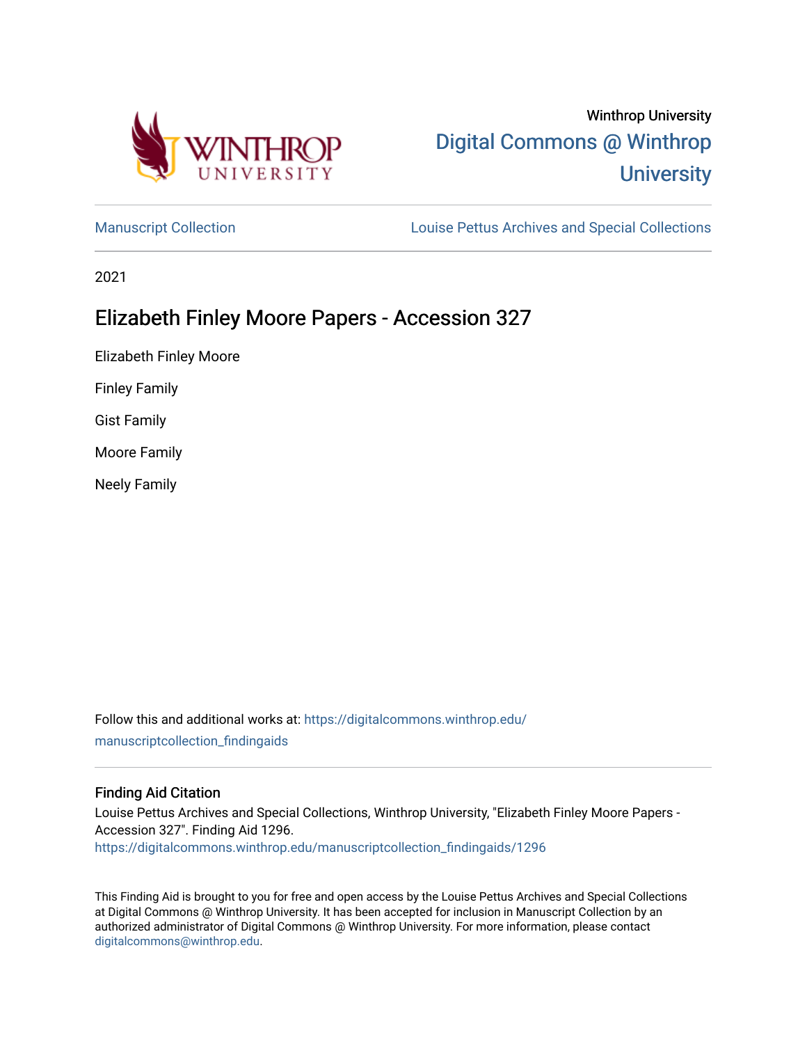Winthrop University

Digital Commons @ Winthrop University

Manuscript Collection

Louise Pettus Archives and Special Collections

2021

# Elizabeth Finley Moore Papers - Accession 327

Elizabeth Finley Moore

Finley Family

Gist Family

Moore Family

Neely Family

Follow this and additional works at: https://digitalcommons.winthrop.edu/manuscriptcollection_findingaids

## Finding Aid Citation

Louise Pettus Archives and Special Collections, Winthrop University, "Elizabeth Finley Moore Papers - Accession 327". Finding Aid 1296.
https://digitalcommons.winthrop.edu/manuscriptcollection_findingaids/1296

This Finding Aid is brought to you for free and open access by the Louise Pettus Archives and Special Collections at Digital Commons @ Winthrop University. It has been accepted for inclusion in Manuscript Collection by an authorized administrator of Digital Commons @ Winthrop University. For more information, please contact digitalcommons@winthrop.edu.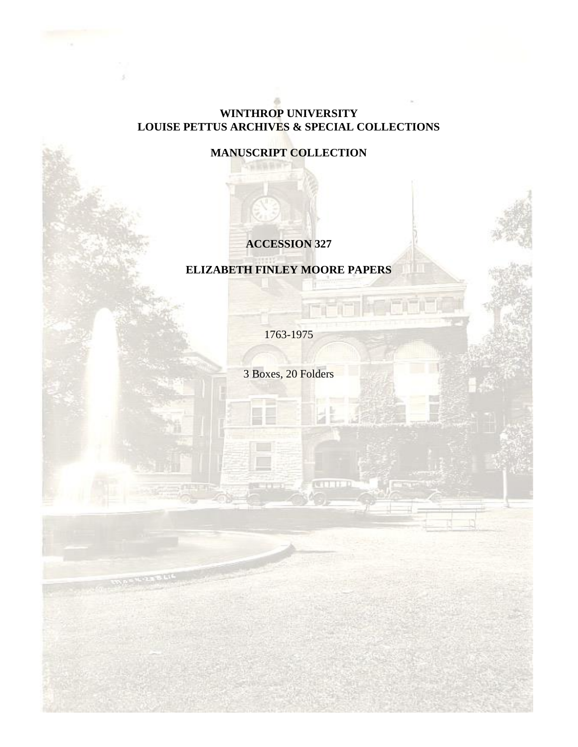**WINTHROP UNIVERSITY**
**LOUISE PETTUS ARCHIVES & SPECIAL COLLECTIONS**

**MANUSCRIPT COLLECTION**

**ACCESSION 327**

**ELIZABETH FINLEY MOORE PAPERS**

1763-1975

3 Boxes, 20 Folders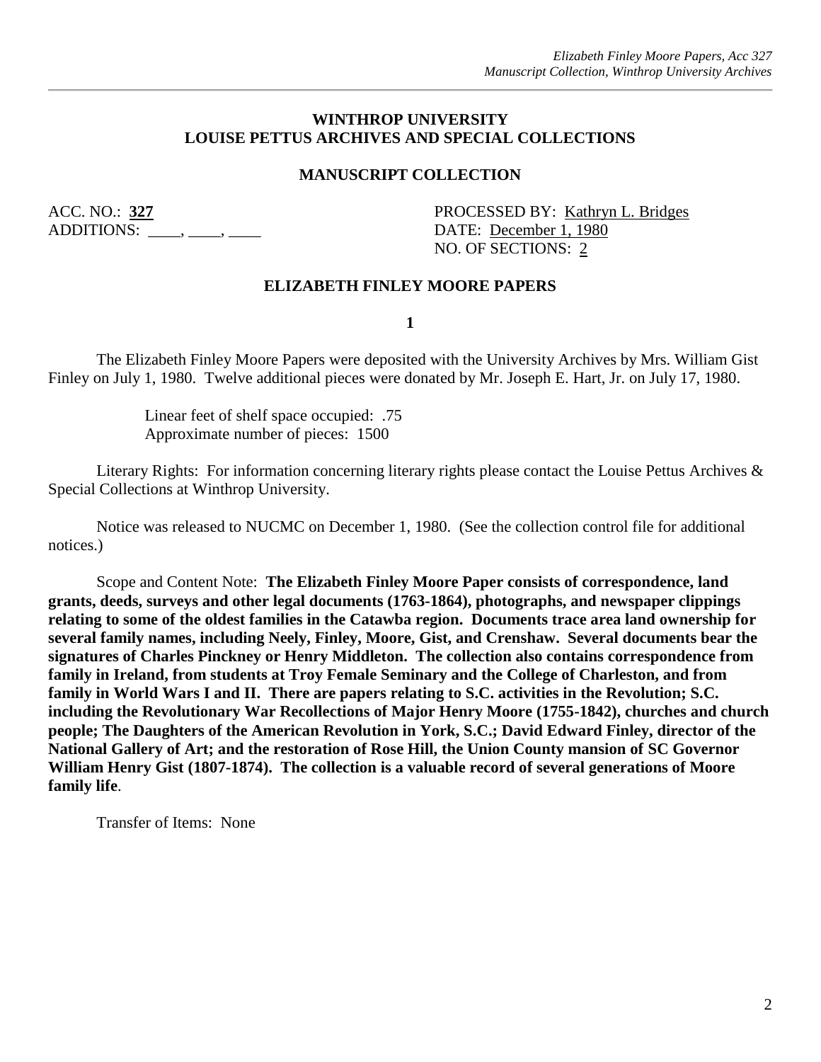**WINTHROP UNIVERSITY**
**LOUISE PETTUS ARCHIVES AND SPECIAL COLLECTIONS**

**MANUSCRIPT COLLECTION**

ACC. NO.: **327**
ADDITIONS: \_\_\_\_, \_\_\_\_, \_\_\_\_

PROCESSED BY: Kathryn L. Bridges
DATE: December 1, 1980
NO. OF SECTIONS: 2

**ELIZABETH FINLEY MOORE PAPERS**

**1**

The Elizabeth Finley Moore Papers were deposited with the University Archives by Mrs. William Gist Finley on July 1, 1980. Twelve additional pieces were donated by Mr. Joseph E. Hart, Jr. on July 17, 1980.

Linear feet of shelf space occupied: .75
Approximate number of pieces: 1500

Literary Rights: For information concerning literary rights please contact the Louise Pettus Archives & Special Collections at Winthrop University.

Notice was released to NUCMC on December 1, 1980. (See the collection control file for additional notices.)

Scope and Content Note: **The Elizabeth Finley Moore Paper consists of correspondence, land grants, deeds, surveys and other legal documents (1763-1864), photographs, and newspaper clippings relating to some of the oldest families in the Catawba region. Documents trace area land ownership for several family names, including Neely, Finley, Moore, Gist, and Crenshaw. Several documents bear the signatures of Charles Pinckney or Henry Middleton. The collection also contains correspondence from family in Ireland, from students at Troy Female Seminary and the College of Charleston, and from family in World Wars I and II. There are papers relating to S.C. activities in the Revolution; S.C. including the Revolutionary War Recollections of Major Henry Moore (1755-1842), churches and church people; The Daughters of the American Revolution in York, S.C.; David Edward Finley, director of the National Gallery of Art; and the restoration of Rose Hill, the Union County mansion of SC Governor William Henry Gist (1807-1874). The collection is a valuable record of several generations of Moore family life**.

Transfer of Items: None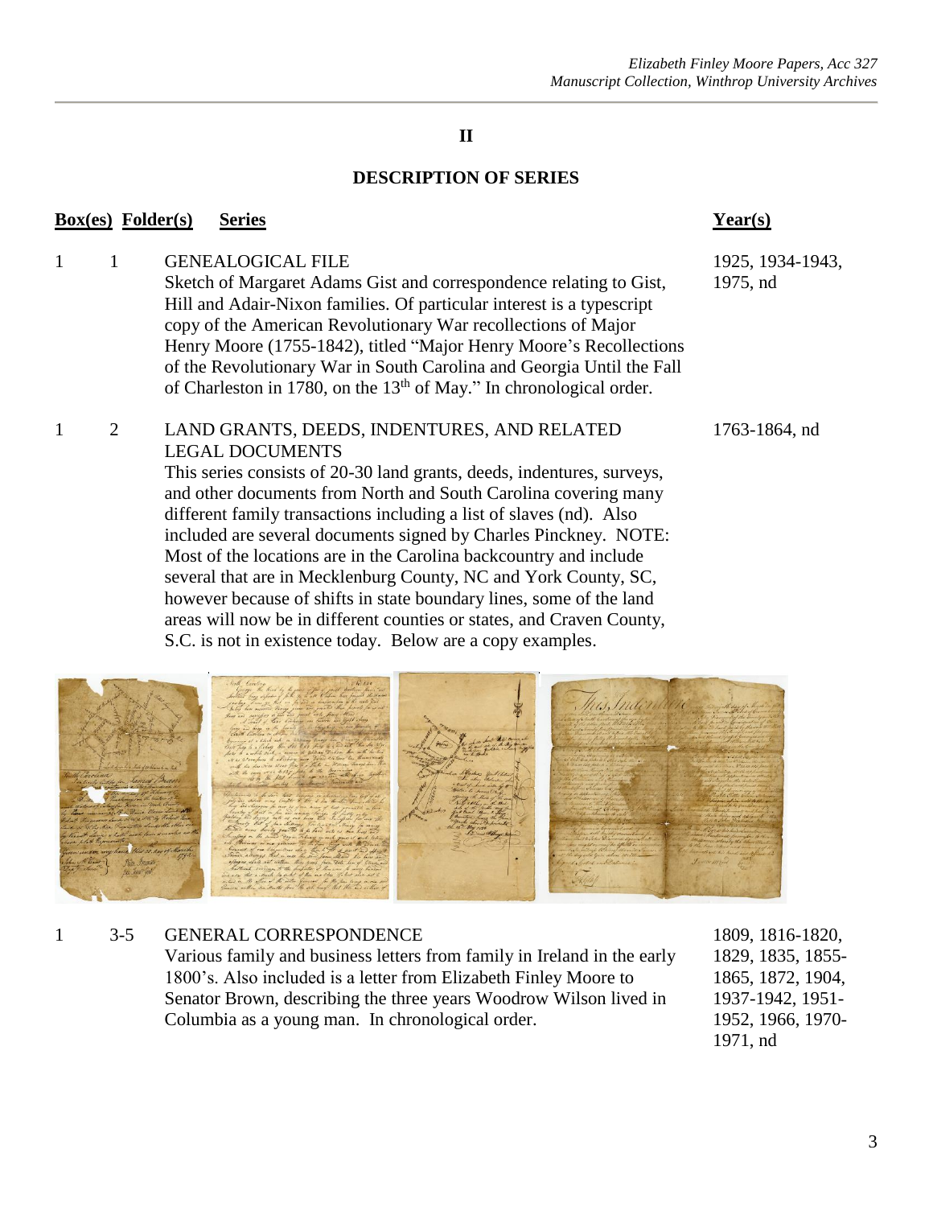## II

## DESCRIPTION OF SERIES

| Box(es) | Folder(s) | Series | Year(s) |
|---|---|---|---|
| 1 | 1 | GENEALOGICAL FILE<br>Sketch of Margaret Adams Gist and correspondence relating to Gist, Hill and Adair-Nixon families. Of particular interest is a typescript copy of the American Revolutionary War recollections of Major Henry Moore (1755-1842), titled "Major Henry Moore's Recollections of the Revolutionary War in South Carolina and Georgia Until the Fall of Charleston in 1780, on the 13th of May." In chronological order. | 1925, 1934-1943, 1975, nd |
| 1 | 2 | LAND GRANTS, DEEDS, INDENTURES, AND RELATED LEGAL DOCUMENTS<br>This series consists of 20-30 land grants, deeds, indentures, surveys, and other documents from North and South Carolina covering many different family transactions including a list of slaves (nd). Also included are several documents signed by Charles Pinckney. NOTE: Most of the locations are in the Carolina backcountry and include several that are in Mecklenburg County, NC and York County, SC, however because of shifts in state boundary lines, some of the land areas will now be in different counties or states, and Craven County, S.C. is not in existence today. Below are a copy examples. | 1763-1864, nd |
| 1 | 3-5 | GENERAL CORRESPONDENCE<br>Various family and business letters from family in Ireland in the early 1800's. Also included is a letter from Elizabeth Finley Moore to Senator Brown, describing the three years Woodrow Wilson lived in Columbia as a young man. In chronological order. | 1809, 1816-1820, 1829, 1835, 1855-1865, 1872, 1904, 1937-1942, 1951-1952, 1966, 1970-1971, nd |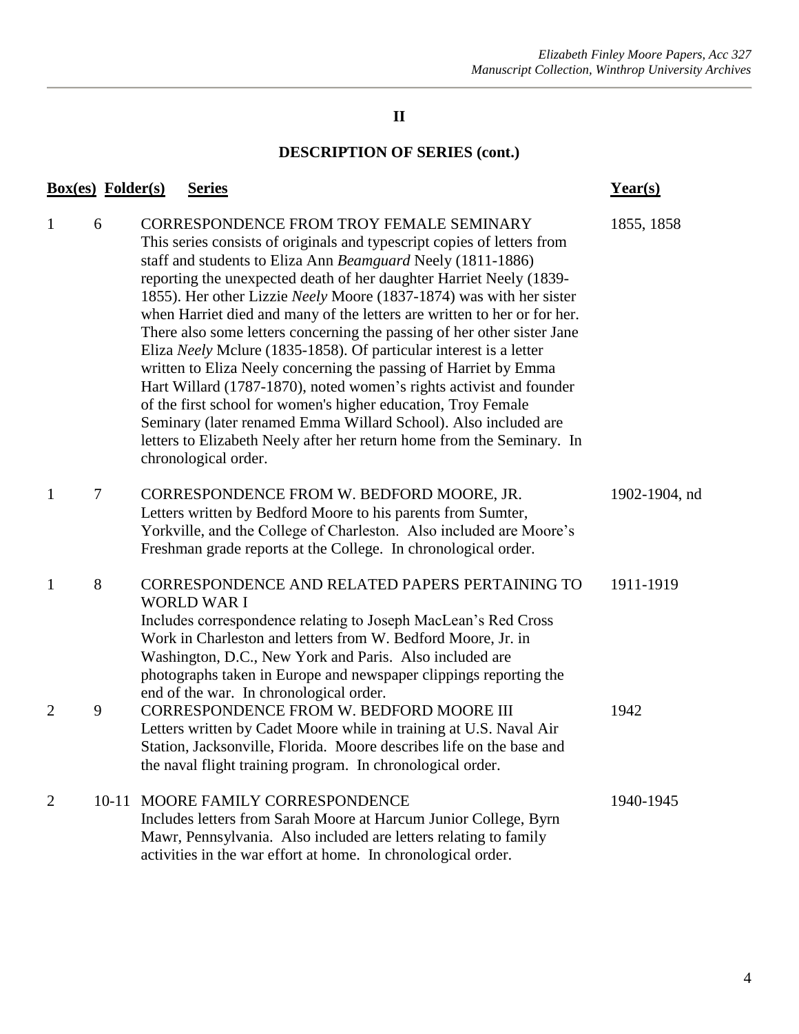## II

## DESCRIPTION OF SERIES (cont.)

| Box(es) | Folder(s) | Series | Year(s) |
|---|---|---|---|
| 1 | 6 | CORRESPONDENCE FROM TROY FEMALE SEMINARY<br>This series consists of originals and typescript copies of letters from staff and students to Eliza Ann *Beamguard* Neely (1811-1886) reporting the unexpected death of her daughter Harriet Neely (1839-1855). Her other Lizzie *Neely* Moore (1837-1874) was with her sister when Harriet died and many of the letters are written to her or for her. There also some letters concerning the passing of her other sister Jane Eliza *Neely* Mclure (1835-1858). Of particular interest is a letter written to Eliza Neely concerning the passing of Harriet by Emma Hart Willard (1787-1870), noted women's rights activist and founder of the first school for women's higher education, Troy Female Seminary (later renamed Emma Willard School). Also included are letters to Elizabeth Neely after her return home from the Seminary. In chronological order. | 1855, 1858 |
| 1 | 7 | CORRESPONDENCE FROM W. BEDFORD MOORE, JR.<br>Letters written by Bedford Moore to his parents from Sumter, Yorkville, and the College of Charleston. Also included are Moore's Freshman grade reports at the College. In chronological order. | 1902-1904, nd |
| 1 | 8 | CORRESPONDENCE AND RELATED PAPERS PERTAINING TO WORLD WAR I<br>Includes correspondence relating to Joseph MacLean's Red Cross Work in Charleston and letters from W. Bedford Moore, Jr. in Washington, D.C., New York and Paris. Also included are photographs taken in Europe and newspaper clippings reporting the end of the war. In chronological order. | 1911-1919 |
| 2 | 9 | CORRESPONDENCE FROM W. BEDFORD MOORE III<br>Letters written by Cadet Moore while in training at U.S. Naval Air Station, Jacksonville, Florida. Moore describes life on the base and the naval flight training program. In chronological order. | 1942 |
| 2 | 10-11 | MOORE FAMILY CORRESPONDENCE<br>Includes letters from Sarah Moore at Harcum Junior College, Byrn Mawr, Pennsylvania. Also included are letters relating to family activities in the war effort at home. In chronological order. | 1940-1945 |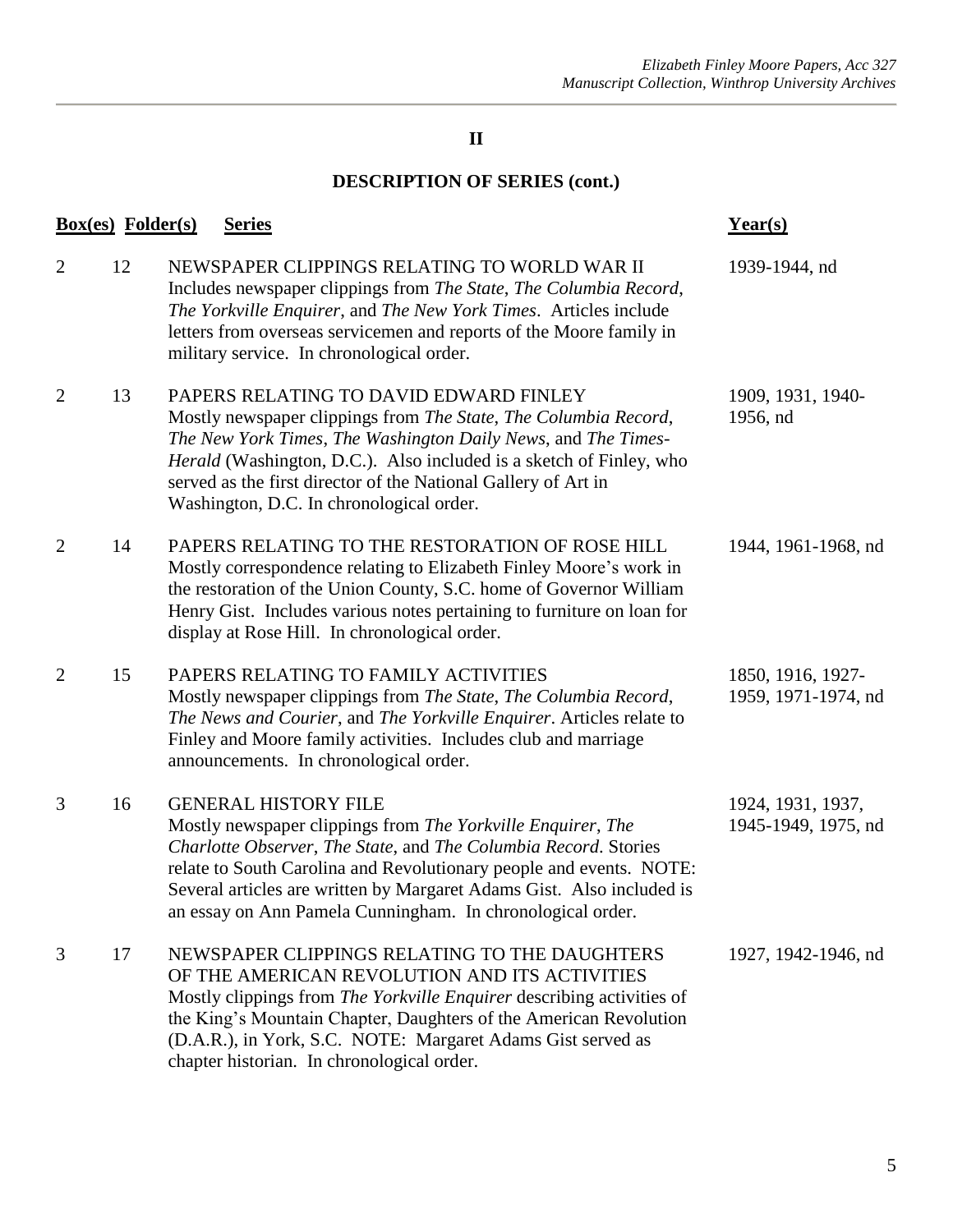## II

## DESCRIPTION OF SERIES (cont.)

| Box(es) | Folder(s) | Series | Year(s) |
|---|---|---|---|
| 2 | 12 | NEWSPAPER CLIPPINGS RELATING TO WORLD WAR II<br>Includes newspaper clippings from *The State*, *The Columbia Record*, *The Yorkville Enquirer*, and *The New York Times*. Articles include letters from overseas servicemen and reports of the Moore family in military service. In chronological order. | 1939-1944, nd |
| 2 | 13 | PAPERS RELATING TO DAVID EDWARD FINLEY<br>Mostly newspaper clippings from *The State*, *The Columbia Record*, *The New York Times*, *The Washington Daily News*, and *The Times-Herald* (Washington, D.C.). Also included is a sketch of Finley, who served as the first director of the National Gallery of Art in Washington, D.C. In chronological order. | 1909, 1931, 1940-1956, nd |
| 2 | 14 | PAPERS RELATING TO THE RESTORATION OF ROSE HILL<br>Mostly correspondence relating to Elizabeth Finley Moore's work in the restoration of the Union County, S.C. home of Governor William Henry Gist. Includes various notes pertaining to furniture on loan for display at Rose Hill. In chronological order. | 1944, 1961-1968, nd |
| 2 | 15 | PAPERS RELATING TO FAMILY ACTIVITIES<br>Mostly newspaper clippings from *The State*, *The Columbia Record*, *The News and Courier*, and *The Yorkville Enquirer*. Articles relate to Finley and Moore family activities. Includes club and marriage announcements. In chronological order. | 1850, 1916, 1927-1959, 1971-1974, nd |
| 3 | 16 | GENERAL HISTORY FILE<br>Mostly newspaper clippings from *The Yorkville Enquirer*, *The Charlotte Observer*, *The State*, and *The Columbia Record*. Stories relate to South Carolina and Revolutionary people and events. NOTE: Several articles are written by Margaret Adams Gist. Also included is an essay on Ann Pamela Cunningham. In chronological order. | 1924, 1931, 1937, 1945-1949, 1975, nd |
| 3 | 17 | NEWSPAPER CLIPPINGS RELATING TO THE DAUGHTERS OF THE AMERICAN REVOLUTION AND ITS ACTIVITIES<br>Mostly clippings from *The Yorkville Enquirer* describing activities of the King's Mountain Chapter, Daughters of the American Revolution (D.A.R.), in York, S.C. NOTE: Margaret Adams Gist served as chapter historian. In chronological order. | 1927, 1942-1946, nd |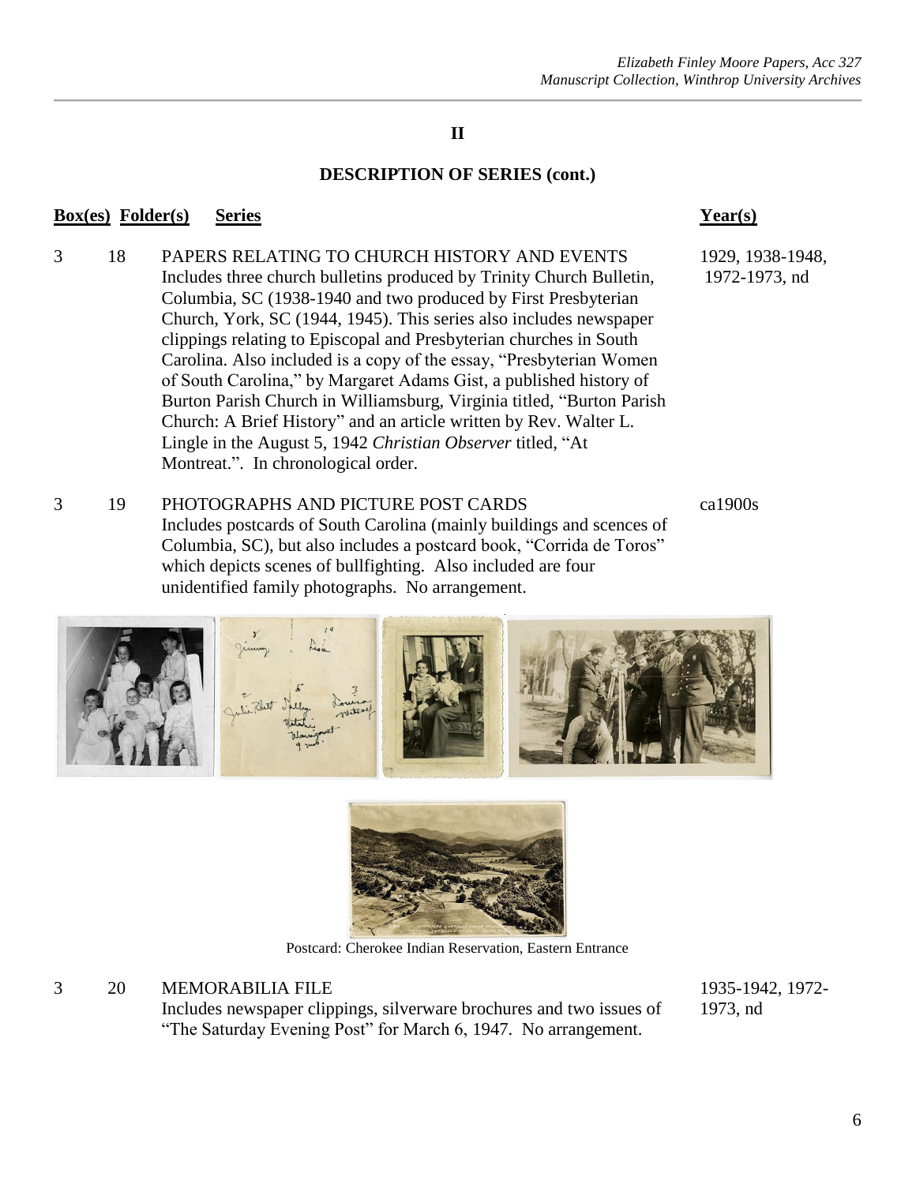## II

## DESCRIPTION OF SERIES (cont.)

| Box(es) | Folder(s) | Series | Year(s) |
|---|---|---|---|
| 3 | 18 | PAPERS RELATING TO CHURCH HISTORY AND EVENTS Includes three church bulletins produced by Trinity Church Bulletin, Columbia, SC (1938-1940 and two produced by First Presbyterian Church, York, SC (1944, 1945). This series also includes newspaper clippings relating to Episcopal and Presbyterian churches in South Carolina. Also included is a copy of the essay, "Presbyterian Women of South Carolina," by Margaret Adams Gist, a published history of Burton Parish Church in Williamsburg, Virginia titled, "Burton Parish Church: A Brief History" and an article written by Rev. Walter L. Lingle in the August 5, 1942 *Christian Observer* titled, "At Montreat.". In chronological order. | 1929, 1938-1948, 1972-1973, nd |
| 3 | 19 | PHOTOGRAPHS AND PICTURE POST CARDS Includes postcards of South Carolina (mainly buildings and scences of Columbia, SC), but also includes a postcard book, "Corrida de Toros" which depicts scenes of bullfighting. Also included are four unidentified family photographs. No arrangement. | ca1900s |

Postcard: Cherokee Indian Reservation, Eastern Entrance

| Box(es) | Folder(s) | Series | Year(s) |
|---|---|---|---|
| 3 | 20 | MEMORABILIA FILE Includes newspaper clippings, silverware brochures and two issues of "The Saturday Evening Post" for March 6, 1947. No arrangement. | 1935-1942, 1972-1973, nd |